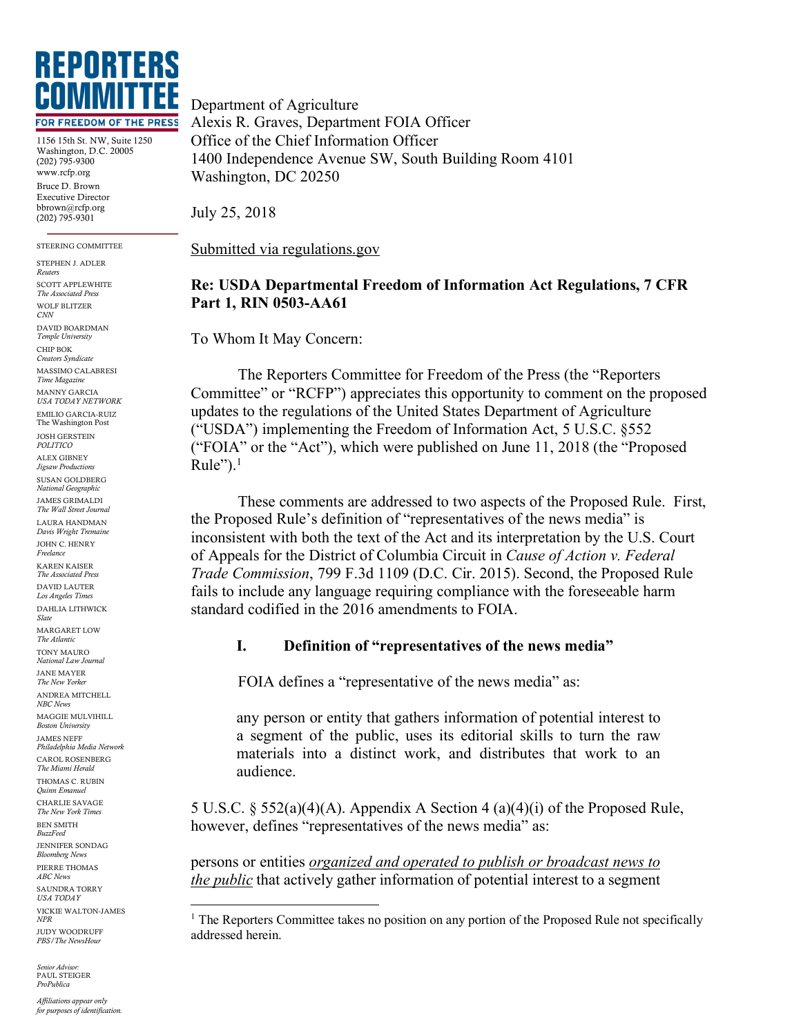# REPORTERS COMMITTEE
FOR FREEDOM OF THE PRESS

1156 15th St. NW, Suite 1250
Washington, D.C. 20005
(202) 795-9300
www.rcfp.org

Bruce D. Brown
Executive Director
bbrown@rcfp.org
(202) 795-9301

STEERING COMMITTEE

STEPHEN J. ADLER
*Reuters*
SCOTT APPLEWHITE
*The Associated Press*
WOLF BLITZER
*CNN*
DAVID BOARDMAN
*Temple University*
CHIP BOK
*Creators Syndicate*
MASSIMO CALABRESI
*Time Magazine*
MANNY GARCIA
*USA TODAY NETWORK*
EMILIO GARCIA-RUIZ
The Washington Post
JOSH GERSTEIN
*POLITICO*
ALEX GIBNEY
*Jigsaw Productions*
SUSAN GOLDBERG
*National Geographic*
JAMES GRIMALDI
*The Wall Street Journal*
LAURA HANDMAN
*Davis Wright Tremaine*
JOHN C. HENRY
*Freelance*
KAREN KAISER
*The Associated Press*
DAVID LAUTER
*Los Angeles Times*
DAHLIA LITHWICK
*Slate*
MARGARET LOW
*The Atlantic*
TONY MAURO
*National Law Journal*
JANE MAYER
*The New Yorker*
ANDREA MITCHELL
*NBC News*
MAGGIE MULVIHILL
*Boston University*
JAMES NEFF
*Philadelphia Media Network*
CAROL ROSENBERG
*The Miami Herald*
THOMAS C. RUBIN
*Quinn Emanuel*
CHARLIE SAVAGE
*The New York Times*
BEN SMITH
*BuzzFeed*
JENNIFER SONDAG
*Bloomberg News*
PIERRE THOMAS
*ABC News*
SAUNDRA TORRY
*USA TODAY*
VICKIE WALTON-JAMES
*NPR*
JUDY WOODRUFF
*PBS/The NewsHour*

*Senior Advisor:*
PAUL STEIGER
*ProPublica*

*Affiliations appear only for purposes of identification.*

---

Department of Agriculture
Alexis R. Graves, Department FOIA Officer
Office of the Chief Information Officer
1400 Independence Avenue SW, South Building Room 4101
Washington, DC 20250

July 25, 2018

Submitted via regulations.gov

**Re: USDA Departmental Freedom of Information Act Regulations, 7 CFR Part 1, RIN 0503-AA61**

To Whom It May Concern:

The Reporters Committee for Freedom of the Press (the "Reporters Committee" or "RCFP") appreciates this opportunity to comment on the proposed updates to the regulations of the United States Department of Agriculture ("USDA") implementing the Freedom of Information Act, 5 U.S.C. §552 ("FOIA" or the "Act"), which were published on June 11, 2018 (the "Proposed Rule").[1]

These comments are addressed to two aspects of the Proposed Rule. First, the Proposed Rule's definition of "representatives of the news media" is inconsistent with both the text of the Act and its interpretation by the U.S. Court of Appeals for the District of Columbia Circuit in *Cause of Action v. Federal Trade Commission*, 799 F.3d 1109 (D.C. Cir. 2015). Second, the Proposed Rule fails to include any language requiring compliance with the foreseeable harm standard codified in the 2016 amendments to FOIA.

## I. Definition of "representatives of the news media"

FOIA defines a "representative of the news media" as:

> any person or entity that gathers information of potential interest to a segment of the public, uses its editorial skills to turn the raw materials into a distinct work, and distributes that work to an audience.

5 U.S.C. § 552(a)(4)(A). Appendix A Section 4 (a)(4)(i) of the Proposed Rule, however, defines "representatives of the news media" as:

persons or entities *organized and operated to publish or broadcast news to the public* that actively gather information of potential interest to a segment

---

[1] The Reporters Committee takes no position on any portion of the Proposed Rule not specifically addressed herein.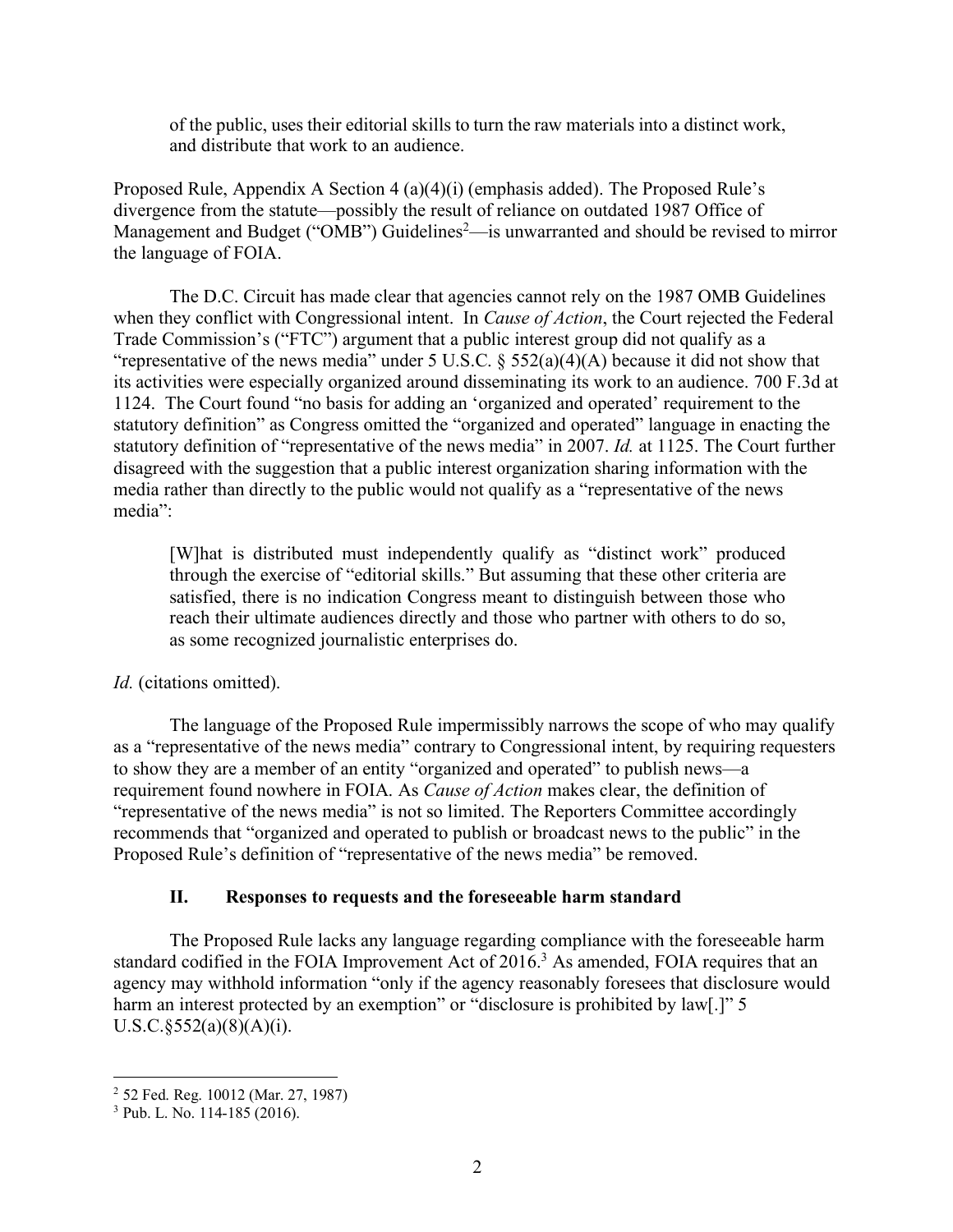of the public, uses their editorial skills to turn the raw materials into a distinct work, and distribute that work to an audience.

Proposed Rule, Appendix A Section 4 (a)(4)(i) (emphasis added). The Proposed Rule's divergence from the statute—possibly the result of reliance on outdated 1987 Office of Management and Budget ("OMB") Guidelines[2]—is unwarranted and should be revised to mirror the language of FOIA.

The D.C. Circuit has made clear that agencies cannot rely on the 1987 OMB Guidelines when they conflict with Congressional intent. In *Cause of Action*, the Court rejected the Federal Trade Commission's ("FTC") argument that a public interest group did not qualify as a "representative of the news media" under 5 U.S.C. § 552(a)(4)(A) because it did not show that its activities were especially organized around disseminating its work to an audience. 700 F.3d at 1124. The Court found "no basis for adding an 'organized and operated' requirement to the statutory definition" as Congress omitted the "organized and operated" language in enacting the statutory definition of "representative of the news media" in 2007. *Id.* at 1125. The Court further disagreed with the suggestion that a public interest organization sharing information with the media rather than directly to the public would not qualify as a "representative of the news media":

> [W]hat is distributed must independently qualify as "distinct work" produced through the exercise of "editorial skills." But assuming that these other criteria are satisfied, there is no indication Congress meant to distinguish between those who reach their ultimate audiences directly and those who partner with others to do so, as some recognized journalistic enterprises do.

*Id.* (citations omitted).

The language of the Proposed Rule impermissibly narrows the scope of who may qualify as a "representative of the news media" contrary to Congressional intent, by requiring requesters to show they are a member of an entity "organized and operated" to publish news—a requirement found nowhere in FOIA. As *Cause of Action* makes clear, the definition of "representative of the news media" is not so limited. The Reporters Committee accordingly recommends that "organized and operated to publish or broadcast news to the public" in the Proposed Rule's definition of "representative of the news media" be removed.

## II. Responses to requests and the foreseeable harm standard

The Proposed Rule lacks any language regarding compliance with the foreseeable harm standard codified in the FOIA Improvement Act of 2016.[3] As amended, FOIA requires that an agency may withhold information "only if the agency reasonably foresees that disclosure would harm an interest protected by an exemption" or "disclosure is prohibited by law[.]" 5 U.S.C.§552(a)(8)(A)(i).

---

[2] 52 Fed. Reg. 10012 (Mar. 27, 1987)

[3] Pub. L. No. 114-185 (2016).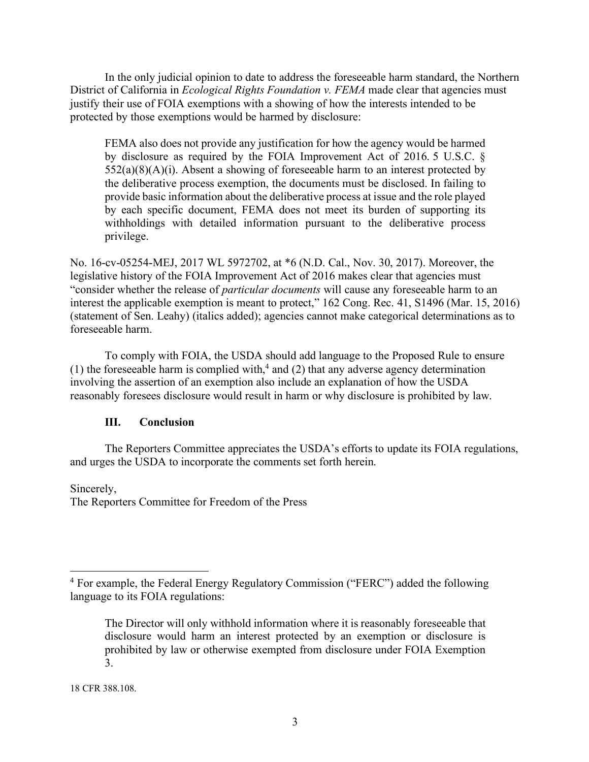In the only judicial opinion to date to address the foreseeable harm standard, the Northern District of California in *Ecological Rights Foundation v. FEMA* made clear that agencies must justify their use of FOIA exemptions with a showing of how the interests intended to be protected by those exemptions would be harmed by disclosure:

> FEMA also does not provide any justification for how the agency would be harmed by disclosure as required by the FOIA Improvement Act of 2016. 5 U.S.C. § 552(a)(8)(A)(i). Absent a showing of foreseeable harm to an interest protected by the deliberative process exemption, the documents must be disclosed. In failing to provide basic information about the deliberative process at issue and the role played by each specific document, FEMA does not meet its burden of supporting its withholdings with detailed information pursuant to the deliberative process privilege.

No. 16-cv-05254-MEJ, 2017 WL 5972702, at *6 (N.D. Cal., Nov. 30, 2017). Moreover, the legislative history of the FOIA Improvement Act of 2016 makes clear that agencies must "consider whether the release of *particular documents* will cause any foreseeable harm to an interest the applicable exemption is meant to protect," 162 Cong. Rec. 41, S1496 (Mar. 15, 2016) (statement of Sen. Leahy) (italics added); agencies cannot make categorical determinations as to foreseeable harm.

To comply with FOIA, the USDA should add language to the Proposed Rule to ensure (1) the foreseeable harm is complied with,[4] and (2) that any adverse agency determination involving the assertion of an exemption also include an explanation of how the USDA reasonably foresees disclosure would result in harm or why disclosure is prohibited by law.

### III. Conclusion

The Reporters Committee appreciates the USDA's efforts to update its FOIA regulations, and urges the USDA to incorporate the comments set forth herein.

Sincerely,
The Reporters Committee for Freedom of the Press

---

[4] For example, the Federal Energy Regulatory Commission ("FERC") added the following language to its FOIA regulations:

> The Director will only withhold information where it is reasonably foreseeable that disclosure would harm an interest protected by an exemption or disclosure is prohibited by law or otherwise exempted from disclosure under FOIA Exemption 3.

18 CFR 388.108.